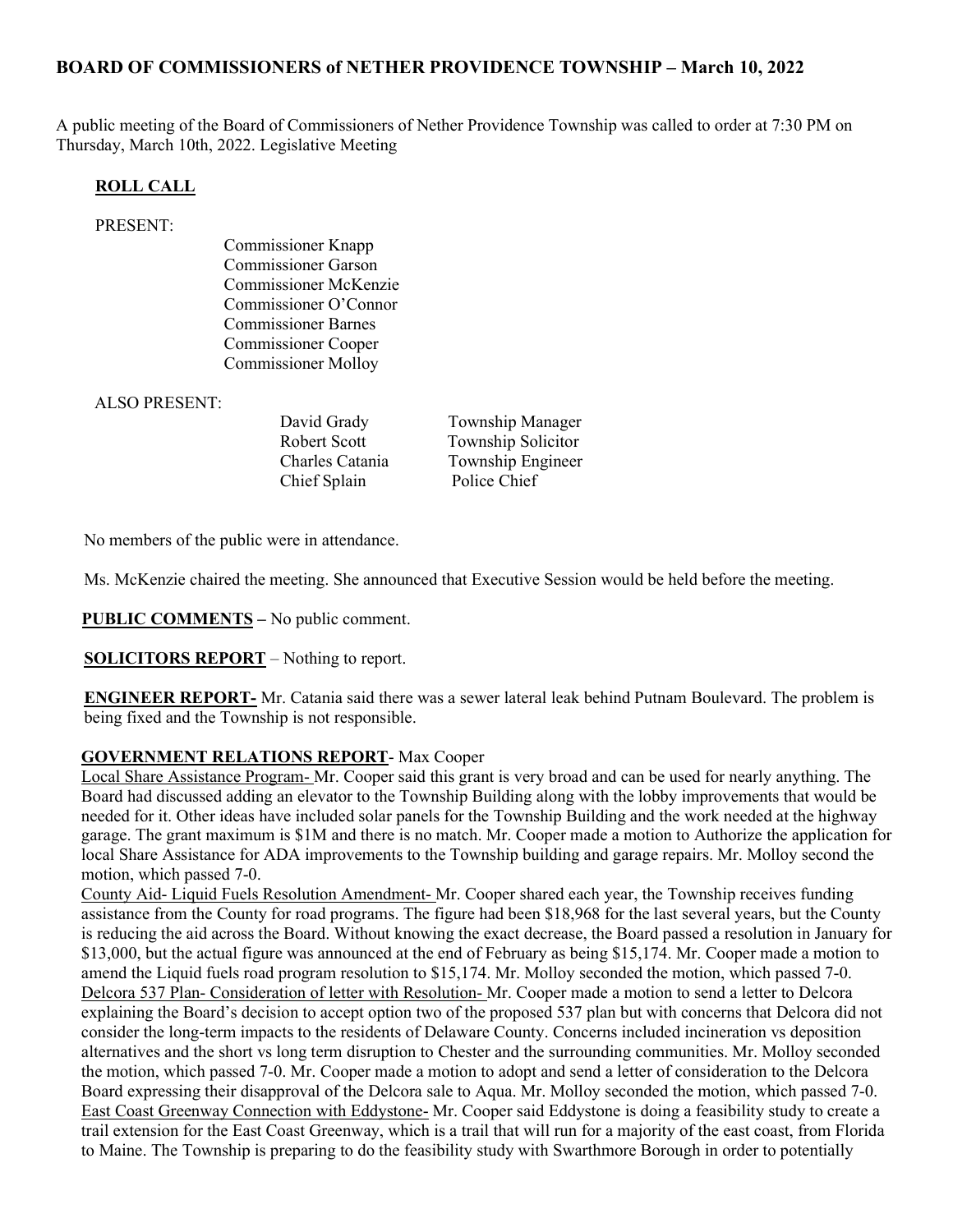## BOARD OF COMMISSIONERS of NETHER PROVIDENCE TOWNSHIP – March 10, 2022

A public meeting of the Board of Commissioners of Nether Providence Township was called to order at 7:30 PM on Thursday, March 10th, 2022. Legislative Meeting

**ROLL CALL**

PRESENT:

Commissioner Knapp
Commissioner Garson
Commissioner McKenzie
Commissioner O'Connor
Commissioner Barnes
Commissioner Cooper
Commissioner Molloy

ALSO PRESENT:

| | |
|---|---|
| David Grady | Township Manager |
| Robert Scott | Township Solicitor |
| Charles Catania | Township Engineer |
| Chief Splain | Police Chief |

No members of the public were in attendance.

Ms. McKenzie chaired the meeting. She announced that Executive Session would be held before the meeting.

**PUBLIC COMMENTS** – No public comment.

**SOLICITORS REPORT** – Nothing to report.

**ENGINEER REPORT-** Mr. Catania said there was a sewer lateral leak behind Putnam Boulevard. The problem is being fixed and the Township is not responsible.

**GOVERNMENT RELATIONS REPORT**- Max Cooper

Local Share Assistance Program- Mr. Cooper said this grant is very broad and can be used for nearly anything. The Board had discussed adding an elevator to the Township Building along with the lobby improvements that would be needed for it. Other ideas have included solar panels for the Township Building and the work needed at the highway garage. The grant maximum is $1M and there is no match. Mr. Cooper made a motion to Authorize the application for local Share Assistance for ADA improvements to the Township building and garage repairs. Mr. Molloy second the motion, which passed 7-0.

County Aid- Liquid Fuels Resolution Amendment- Mr. Cooper shared each year, the Township receives funding assistance from the County for road programs. The figure had been $18,968 for the last several years, but the County is reducing the aid across the Board. Without knowing the exact decrease, the Board passed a resolution in January for $13,000, but the actual figure was announced at the end of February as being $15,174. Mr. Cooper made a motion to amend the Liquid fuels road program resolution to $15,174. Mr. Molloy seconded the motion, which passed 7-0.

Delcora 537 Plan- Consideration of letter with Resolution- Mr. Cooper made a motion to send a letter to Delcora explaining the Board's decision to accept option two of the proposed 537 plan but with concerns that Delcora did not consider the long-term impacts to the residents of Delaware County. Concerns included incineration vs deposition alternatives and the short vs long term disruption to Chester and the surrounding communities. Mr. Molloy seconded the motion, which passed 7-0. Mr. Cooper made a motion to adopt and send a letter of consideration to the Delcora Board expressing their disapproval of the Delcora sale to Aqua. Mr. Molloy seconded the motion, which passed 7-0.

East Coast Greenway Connection with Eddystone- Mr. Cooper said Eddystone is doing a feasibility study to create a trail extension for the East Coast Greenway, which is a trail that will run for a majority of the east coast, from Florida to Maine. The Township is preparing to do the feasibility study with Swarthmore Borough in order to potentially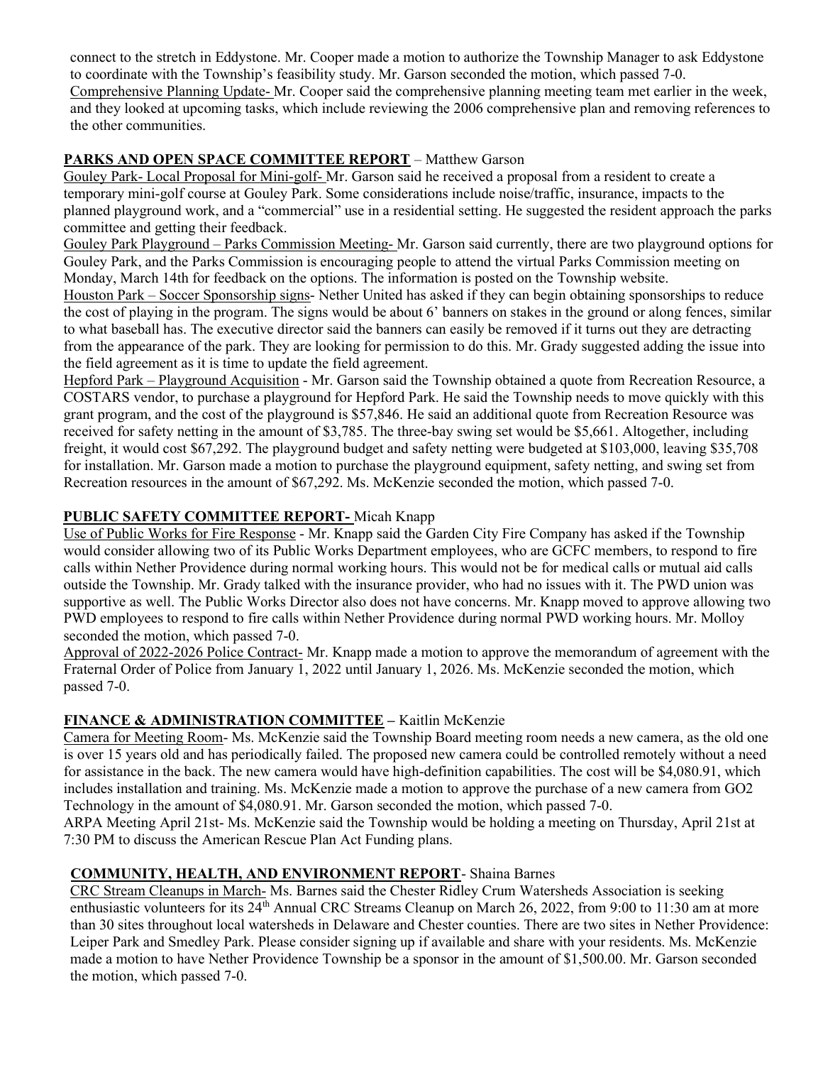connect to the stretch in Eddystone. Mr. Cooper made a motion to authorize the Township Manager to ask Eddystone to coordinate with the Township's feasibility study. Mr. Garson seconded the motion, which passed 7-0.

Comprehensive Planning Update- Mr. Cooper said the comprehensive planning meeting team met earlier in the week, and they looked at upcoming tasks, which include reviewing the 2006 comprehensive plan and removing references to the other communities.

## PARKS AND OPEN SPACE COMMITTEE REPORT – Matthew Garson

Gouley Park- Local Proposal for Mini-golf- Mr. Garson said he received a proposal from a resident to create a temporary mini-golf course at Gouley Park. Some considerations include noise/traffic, insurance, impacts to the planned playground work, and a "commercial" use in a residential setting. He suggested the resident approach the parks committee and getting their feedback.

Gouley Park Playground – Parks Commission Meeting- Mr. Garson said currently, there are two playground options for Gouley Park, and the Parks Commission is encouraging people to attend the virtual Parks Commission meeting on Monday, March 14th for feedback on the options. The information is posted on the Township website.

Houston Park – Soccer Sponsorship signs- Nether United has asked if they can begin obtaining sponsorships to reduce the cost of playing in the program. The signs would be about 6' banners on stakes in the ground or along fences, similar to what baseball has. The executive director said the banners can easily be removed if it turns out they are detracting from the appearance of the park. They are looking for permission to do this. Mr. Grady suggested adding the issue into the field agreement as it is time to update the field agreement.

Hepford Park – Playground Acquisition - Mr. Garson said the Township obtained a quote from Recreation Resource, a COSTARS vendor, to purchase a playground for Hepford Park. He said the Township needs to move quickly with this grant program, and the cost of the playground is $57,846. He said an additional quote from Recreation Resource was received for safety netting in the amount of $3,785. The three-bay swing set would be $5,661. Altogether, including freight, it would cost $67,292. The playground budget and safety netting were budgeted at $103,000, leaving $35,708 for installation. Mr. Garson made a motion to purchase the playground equipment, safety netting, and swing set from Recreation resources in the amount of $67,292. Ms. McKenzie seconded the motion, which passed 7-0.

## PUBLIC SAFETY COMMITTEE REPORT- Micah Knapp

Use of Public Works for Fire Response - Mr. Knapp said the Garden City Fire Company has asked if the Township would consider allowing two of its Public Works Department employees, who are GCFC members, to respond to fire calls within Nether Providence during normal working hours. This would not be for medical calls or mutual aid calls outside the Township. Mr. Grady talked with the insurance provider, who had no issues with it. The PWD union was supportive as well. The Public Works Director also does not have concerns. Mr. Knapp moved to approve allowing two PWD employees to respond to fire calls within Nether Providence during normal PWD working hours. Mr. Molloy seconded the motion, which passed 7-0.

Approval of 2022-2026 Police Contract- Mr. Knapp made a motion to approve the memorandum of agreement with the Fraternal Order of Police from January 1, 2022 until January 1, 2026. Ms. McKenzie seconded the motion, which passed 7-0.

## FINANCE & ADMINISTRATION COMMITTEE – Kaitlin McKenzie

Camera for Meeting Room- Ms. McKenzie said the Township Board meeting room needs a new camera, as the old one is over 15 years old and has periodically failed. The proposed new camera could be controlled remotely without a need for assistance in the back. The new camera would have high-definition capabilities. The cost will be $4,080.91, which includes installation and training. Ms. McKenzie made a motion to approve the purchase of a new camera from GO2 Technology in the amount of $4,080.91. Mr. Garson seconded the motion, which passed 7-0.

ARPA Meeting April 21st- Ms. McKenzie said the Township would be holding a meeting on Thursday, April 21st at 7:30 PM to discuss the American Rescue Plan Act Funding plans.

## COMMUNITY, HEALTH, AND ENVIRONMENT REPORT- Shaina Barnes

CRC Stream Cleanups in March- Ms. Barnes said the Chester Ridley Crum Watersheds Association is seeking enthusiastic volunteers for its 24th Annual CRC Streams Cleanup on March 26, 2022, from 9:00 to 11:30 am at more than 30 sites throughout local watersheds in Delaware and Chester counties. There are two sites in Nether Providence: Leiper Park and Smedley Park. Please consider signing up if available and share with your residents. Ms. McKenzie made a motion to have Nether Providence Township be a sponsor in the amount of $1,500.00. Mr. Garson seconded the motion, which passed 7-0.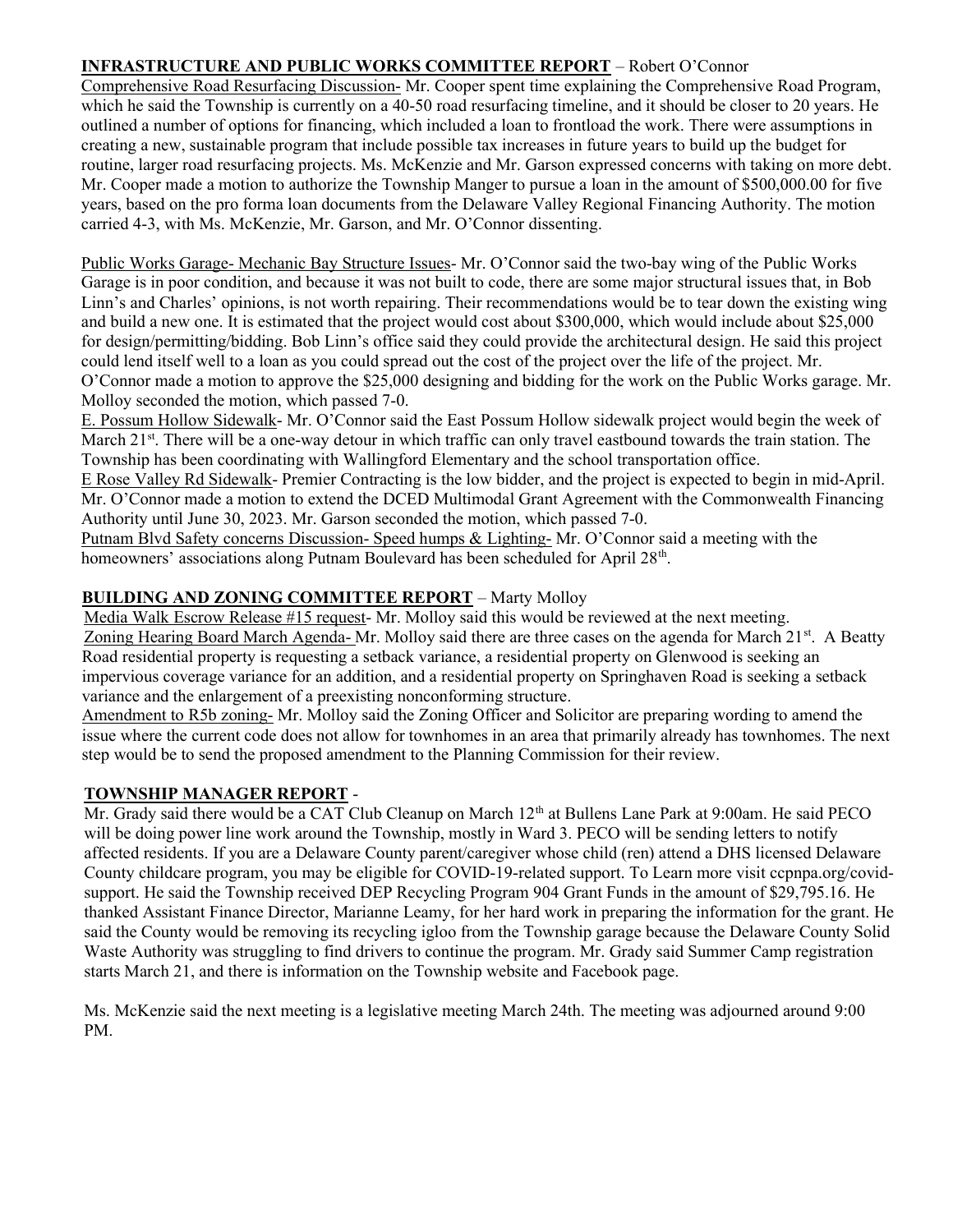**INFRASTRUCTURE AND PUBLIC WORKS COMMITTEE REPORT** – Robert O'Connor

Comprehensive Road Resurfacing Discussion- Mr. Cooper spent time explaining the Comprehensive Road Program, which he said the Township is currently on a 40-50 road resurfacing timeline, and it should be closer to 20 years. He outlined a number of options for financing, which included a loan to frontload the work. There were assumptions in creating a new, sustainable program that include possible tax increases in future years to build up the budget for routine, larger road resurfacing projects. Ms. McKenzie and Mr. Garson expressed concerns with taking on more debt. Mr. Cooper made a motion to authorize the Township Manger to pursue a loan in the amount of $500,000.00 for five years, based on the pro forma loan documents from the Delaware Valley Regional Financing Authority. The motion carried 4-3, with Ms. McKenzie, Mr. Garson, and Mr. O'Connor dissenting.

Public Works Garage- Mechanic Bay Structure Issues- Mr. O'Connor said the two-bay wing of the Public Works Garage is in poor condition, and because it was not built to code, there are some major structural issues that, in Bob Linn's and Charles' opinions, is not worth repairing. Their recommendations would be to tear down the existing wing and build a new one. It is estimated that the project would cost about $300,000, which would include about $25,000 for design/permitting/bidding. Bob Linn's office said they could provide the architectural design. He said this project could lend itself well to a loan as you could spread out the cost of the project over the life of the project. Mr. O'Connor made a motion to approve the $25,000 designing and bidding for the work on the Public Works garage. Mr. Molloy seconded the motion, which passed 7-0.

E. Possum Hollow Sidewalk- Mr. O'Connor said the East Possum Hollow sidewalk project would begin the week of March 21st. There will be a one-way detour in which traffic can only travel eastbound towards the train station. The Township has been coordinating with Wallingford Elementary and the school transportation office.

E Rose Valley Rd Sidewalk- Premier Contracting is the low bidder, and the project is expected to begin in mid-April. Mr. O'Connor made a motion to extend the DCED Multimodal Grant Agreement with the Commonwealth Financing Authority until June 30, 2023. Mr. Garson seconded the motion, which passed 7-0.

Putnam Blvd Safety concerns Discussion- Speed humps & Lighting- Mr. O'Connor said a meeting with the homeowners' associations along Putnam Boulevard has been scheduled for April 28th.

**BUILDING AND ZONING COMMITTEE REPORT** – Marty Molloy

Media Walk Escrow Release #15 request- Mr. Molloy said this would be reviewed at the next meeting.

Zoning Hearing Board March Agenda- Mr. Molloy said there are three cases on the agenda for March 21st. A Beatty Road residential property is requesting a setback variance, a residential property on Glenwood is seeking an impervious coverage variance for an addition, and a residential property on Springhaven Road is seeking a setback variance and the enlargement of a preexisting nonconforming structure.

Amendment to R5b zoning- Mr. Molloy said the Zoning Officer and Solicitor are preparing wording to amend the issue where the current code does not allow for townhomes in an area that primarily already has townhomes. The next step would be to send the proposed amendment to the Planning Commission for their review.

**TOWNSHIP MANAGER REPORT** -

Mr. Grady said there would be a CAT Club Cleanup on March 12th at Bullens Lane Park at 9:00am. He said PECO will be doing power line work around the Township, mostly in Ward 3. PECO will be sending letters to notify affected residents. If you are a Delaware County parent/caregiver whose child (ren) attend a DHS licensed Delaware County childcare program, you may be eligible for COVID-19-related support. To Learn more visit ccpnpa.org/covid-support. He said the Township received DEP Recycling Program 904 Grant Funds in the amount of $29,795.16. He thanked Assistant Finance Director, Marianne Leamy, for her hard work in preparing the information for the grant. He said the County would be removing its recycling igloo from the Township garage because the Delaware County Solid Waste Authority was struggling to find drivers to continue the program. Mr. Grady said Summer Camp registration starts March 21, and there is information on the Township website and Facebook page.

Ms. McKenzie said the next meeting is a legislative meeting March 24th. The meeting was adjourned around 9:00 PM.